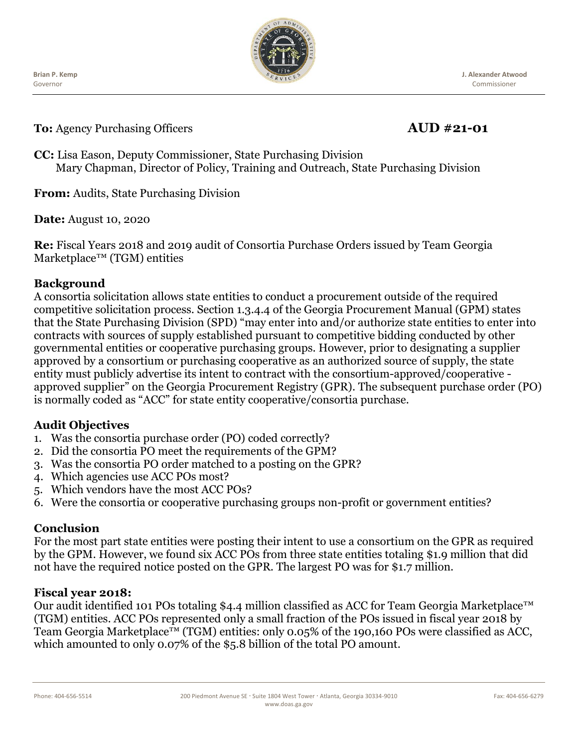Brian P. Kemp
Governor

J. Alexander Atwood
Commissioner

**To:** Agency Purchasing Officers **AUD #21-01**

**CC:** Lisa Eason, Deputy Commissioner, State Purchasing Division
Mary Chapman, Director of Policy, Training and Outreach, State Purchasing Division

**From:** Audits, State Purchasing Division

**Date:** August 10, 2020

**Re:** Fiscal Years 2018 and 2019 audit of Consortia Purchase Orders issued by Team Georgia Marketplace™ (TGM) entities

## Background

A consortia solicitation allows state entities to conduct a procurement outside of the required competitive solicitation process. Section 1.3.4.4 of the Georgia Procurement Manual (GPM) states that the State Purchasing Division (SPD) "may enter into and/or authorize state entities to enter into contracts with sources of supply established pursuant to competitive bidding conducted by other governmental entities or cooperative purchasing groups. However, prior to designating a supplier approved by a consortium or purchasing cooperative as an authorized source of supply, the state entity must publicly advertise its intent to contract with the consortium-approved/cooperative -approved supplier" on the Georgia Procurement Registry (GPR). The subsequent purchase order (PO) is normally coded as "ACC" for state entity cooperative/consortia purchase.

## Audit Objectives

1. Was the consortia purchase order (PO) coded correctly?
2. Did the consortia PO meet the requirements of the GPM?
3. Was the consortia PO order matched to a posting on the GPR?
4. Which agencies use ACC POs most?
5. Which vendors have the most ACC POs?
6. Were the consortia or cooperative purchasing groups non-profit or government entities?

## Conclusion

For the most part state entities were posting their intent to use a consortium on the GPR as required by the GPM. However, we found six ACC POs from three state entities totaling $1.9 million that did not have the required notice posted on the GPR. The largest PO was for $1.7 million.

## Fiscal year 2018:

Our audit identified 101 POs totaling $4.4 million classified as ACC for Team Georgia Marketplace™ (TGM) entities. ACC POs represented only a small fraction of the POs issued in fiscal year 2018 by Team Georgia Marketplace™ (TGM) entities: only 0.05% of the 190,160 POs were classified as ACC, which amounted to only 0.07% of the $5.8 billion of the total PO amount.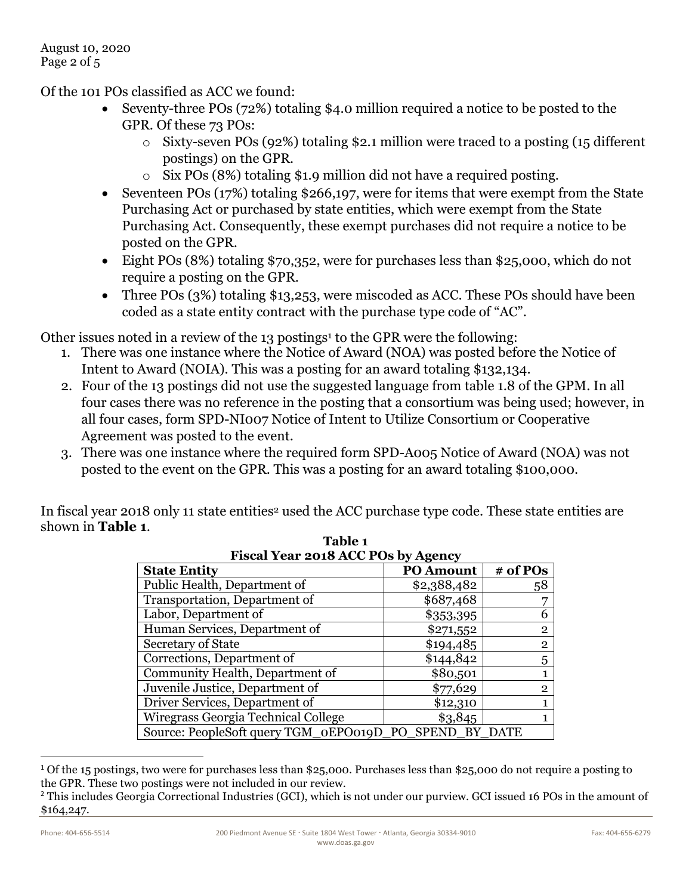Of the 101 POs classified as ACC we found:

- Seventy-three POs (72%) totaling $4.0 million required a notice to be posted to the GPR. Of these 73 POs:
  - Sixty-seven POs (92%) totaling $2.1 million were traced to a posting (15 different postings) on the GPR.
  - Six POs (8%) totaling $1.9 million did not have a required posting.
- Seventeen POs (17%) totaling $266,197, were for items that were exempt from the State Purchasing Act or purchased by state entities, which were exempt from the State Purchasing Act. Consequently, these exempt purchases did not require a notice to be posted on the GPR.
- Eight POs (8%) totaling $70,352, were for purchases less than $25,000, which do not require a posting on the GPR.
- Three POs (3%) totaling $13,253, were miscoded as ACC. These POs should have been coded as a state entity contract with the purchase type code of "AC".

Other issues noted in a review of the 13 postings[1] to the GPR were the following:

1. There was one instance where the Notice of Award (NOA) was posted before the Notice of Intent to Award (NOIA). This was a posting for an award totaling $132,134.
2. Four of the 13 postings did not use the suggested language from table 1.8 of the GPM. In all four cases there was no reference in the posting that a consortium was being used; however, in all four cases, form SPD-NI007 Notice of Intent to Utilize Consortium or Cooperative Agreement was posted to the event.
3. There was one instance where the required form SPD-A005 Notice of Award (NOA) was not posted to the event on the GPR. This was a posting for an award totaling $100,000.

In fiscal year 2018 only 11 state entities[2] used the ACC purchase type code. These state entities are shown in **Table 1**.

**Table 1**
**Fiscal Year 2018 ACC POs by Agency**

| State Entity | PO Amount | # of POs |
|---|---:|---:|
| Public Health, Department of | $2,388,482 | 58 |
| Transportation, Department of | $687,468 | 7 |
| Labor, Department of | $353,395 | 6 |
| Human Services, Department of | $271,552 | 2 |
| Secretary of State | $194,485 | 2 |
| Corrections, Department of | $144,842 | 5 |
| Community Health, Department of | $80,501 | 1 |
| Juvenile Justice, Department of | $77,629 | 2 |
| Driver Services, Department of | $12,310 | 1 |
| Wiregrass Georgia Technical College | $3,845 | 1 |
| Source: PeopleSoft query TGM_0EPO019D_PO_SPEND_BY_DATE | | |

[1] Of the 15 postings, two were for purchases less than $25,000. Purchases less than $25,000 do not require a posting to the GPR. These two postings were not included in our review.

[2] This includes Georgia Correctional Industries (GCI), which is not under our purview. GCI issued 16 POs in the amount of $164,247.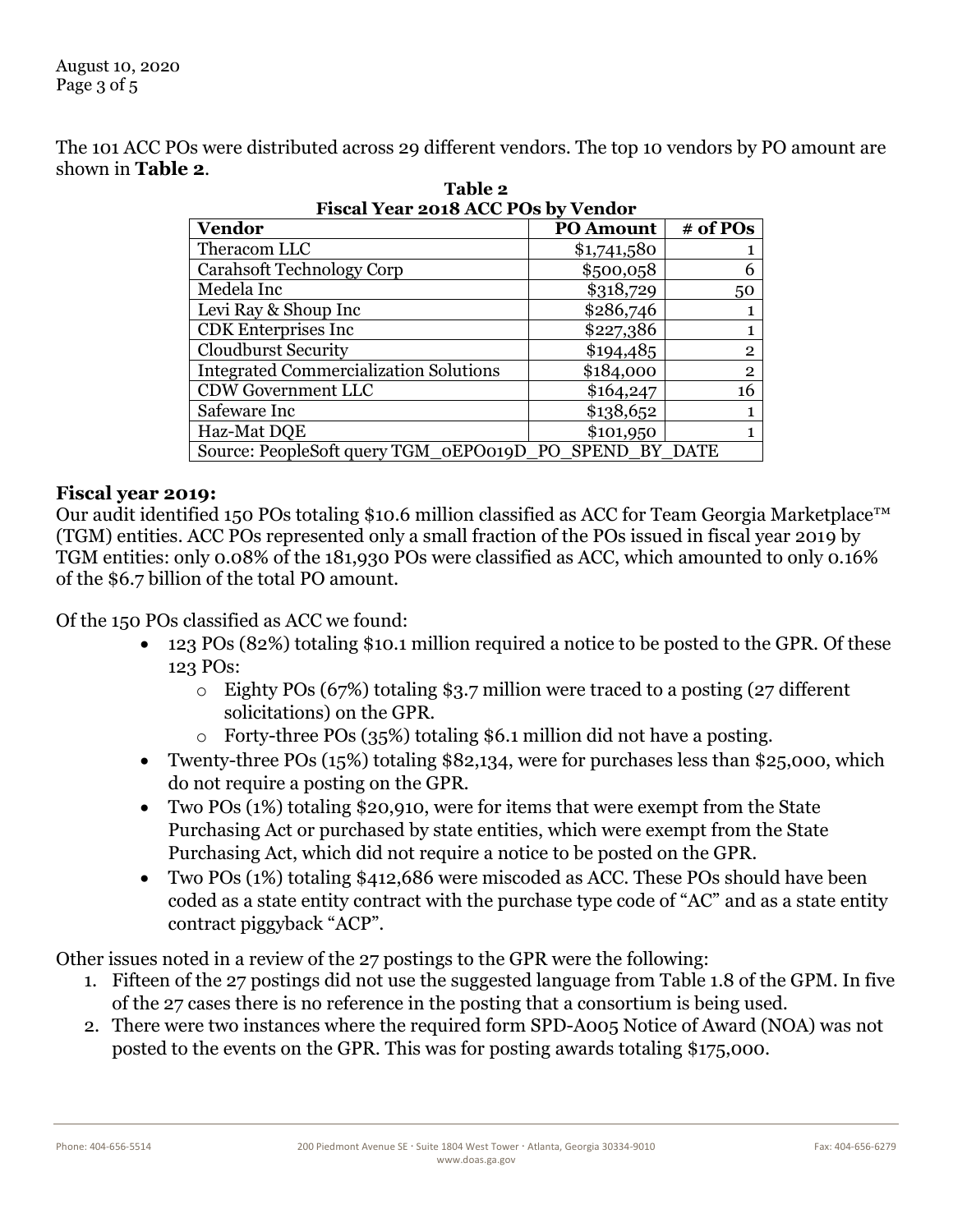The 101 ACC POs were distributed across 29 different vendors. The top 10 vendors by PO amount are shown in **Table 2**.

**Table 2**
**Fiscal Year 2018 ACC POs by Vendor**

| Vendor | PO Amount | # of POs |
|---|---|---|
| Theracom LLC | $1,741,580 | 1 |
| Carahsoft Technology Corp | $500,058 | 6 |
| Medela Inc | $318,729 | 50 |
| Levi Ray & Shoup Inc | $286,746 | 1 |
| CDK Enterprises Inc | $227,386 | 1 |
| Cloudburst Security | $194,485 | 2 |
| Integrated Commercialization Solutions | $184,000 | 2 |
| CDW Government LLC | $164,247 | 16 |
| Safeware Inc | $138,652 | 1 |
| Haz-Mat DQE | $101,950 | 1 |
| Source: PeopleSoft query TGM_0EPO019D_PO_SPEND_BY_DATE | | |

**Fiscal year 2019:**

Our audit identified 150 POs totaling $10.6 million classified as ACC for Team Georgia Marketplace™ (TGM) entities. ACC POs represented only a small fraction of the POs issued in fiscal year 2019 by TGM entities: only 0.08% of the 181,930 POs were classified as ACC, which amounted to only 0.16% of the $6.7 billion of the total PO amount.

Of the 150 POs classified as ACC we found:

- 123 POs (82%) totaling $10.1 million required a notice to be posted to the GPR. Of these 123 POs:
  - Eighty POs (67%) totaling $3.7 million were traced to a posting (27 different solicitations) on the GPR.
  - Forty-three POs (35%) totaling $6.1 million did not have a posting.
- Twenty-three POs (15%) totaling $82,134, were for purchases less than $25,000, which do not require a posting on the GPR.
- Two POs (1%) totaling $20,910, were for items that were exempt from the State Purchasing Act or purchased by state entities, which were exempt from the State Purchasing Act, which did not require a notice to be posted on the GPR.
- Two POs (1%) totaling $412,686 were miscoded as ACC. These POs should have been coded as a state entity contract with the purchase type code of "AC" and as a state entity contract piggyback "ACP".

Other issues noted in a review of the 27 postings to the GPR were the following:

1. Fifteen of the 27 postings did not use the suggested language from Table 1.8 of the GPM. In five of the 27 cases there is no reference in the posting that a consortium is being used.
2. There were two instances where the required form SPD-A005 Notice of Award (NOA) was not posted to the events on the GPR. This was for posting awards totaling $175,000.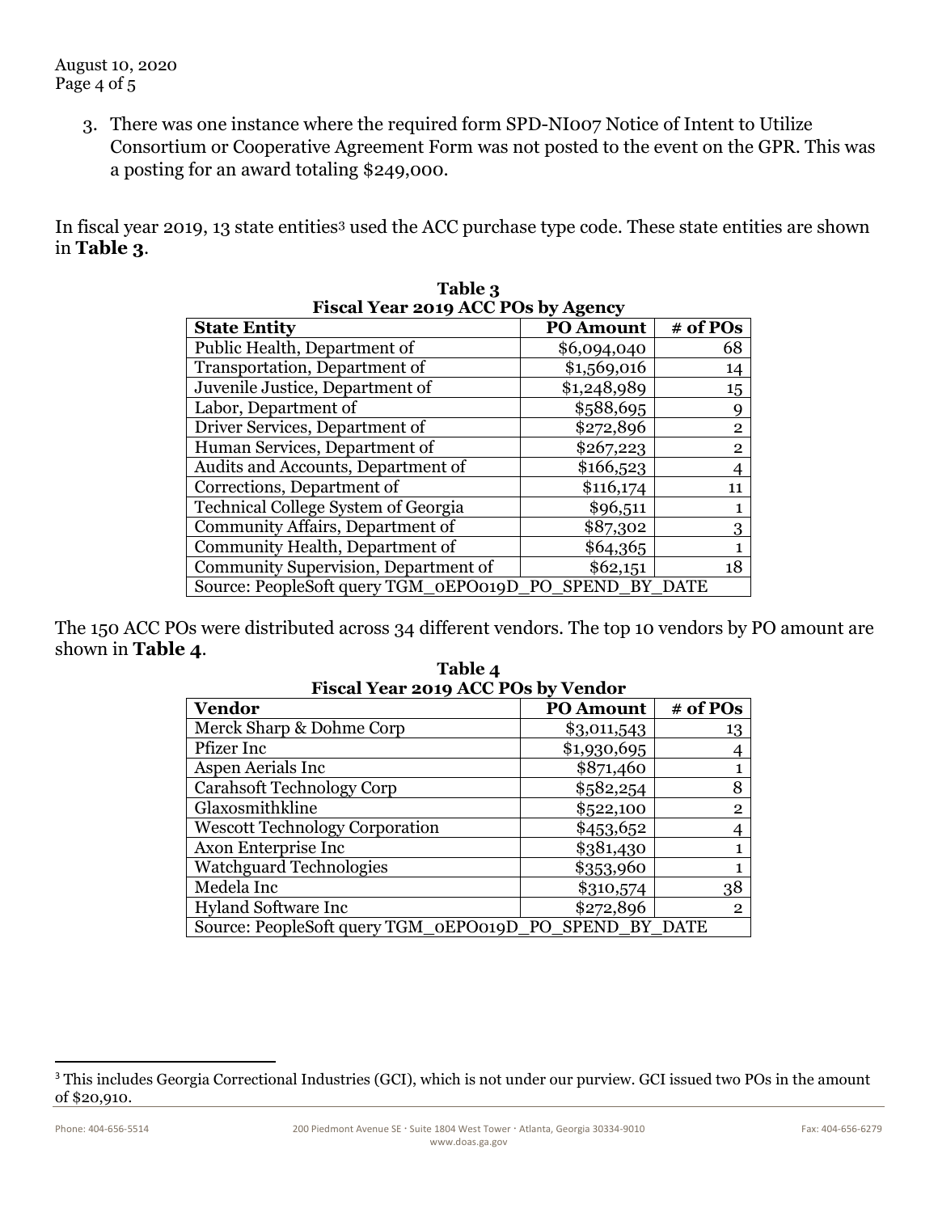3. There was one instance where the required form SPD-NI007 Notice of Intent to Utilize Consortium or Cooperative Agreement Form was not posted to the event on the GPR. This was a posting for an award totaling $249,000.

In fiscal year 2019, 13 state entities[3] used the ACC purchase type code. These state entities are shown in **Table 3**.

**Table 3**
**Fiscal Year 2019 ACC POs by Agency**

| State Entity | PO Amount | # of POs |
|---|---:|---:|
| Public Health, Department of | $6,094,040 | 68 |
| Transportation, Department of | $1,569,016 | 14 |
| Juvenile Justice, Department of | $1,248,989 | 15 |
| Labor, Department of | $588,695 | 9 |
| Driver Services, Department of | $272,896 | 2 |
| Human Services, Department of | $267,223 | 2 |
| Audits and Accounts, Department of | $166,523 | 4 |
| Corrections, Department of | $116,174 | 11 |
| Technical College System of Georgia | $96,511 | 1 |
| Community Affairs, Department of | $87,302 | 3 |
| Community Health, Department of | $64,365 | 1 |
| Community Supervision, Department of | $62,151 | 18 |
| Source: PeopleSoft query TGM_0EPO019D_PO_SPEND_BY_DATE | | |

The 150 ACC POs were distributed across 34 different vendors. The top 10 vendors by PO amount are shown in **Table 4**.

**Table 4**
**Fiscal Year 2019 ACC POs by Vendor**

| Vendor | PO Amount | # of POs |
|---|---:|---:|
| Merck Sharp & Dohme Corp | $3,011,543 | 13 |
| Pfizer Inc | $1,930,695 | 4 |
| Aspen Aerials Inc | $871,460 | 1 |
| Carahsoft Technology Corp | $582,254 | 8 |
| Glaxosmithkline | $522,100 | 2 |
| Wescott Technology Corporation | $453,652 | 4 |
| Axon Enterprise Inc | $381,430 | 1 |
| Watchguard Technologies | $353,960 | 1 |
| Medela Inc | $310,574 | 38 |
| Hyland Software Inc | $272,896 | 2 |
| Source: PeopleSoft query TGM_0EPO019D_PO_SPEND_BY_DATE | | |

[3] This includes Georgia Correctional Industries (GCI), which is not under our purview. GCI issued two POs in the amount of $20,910.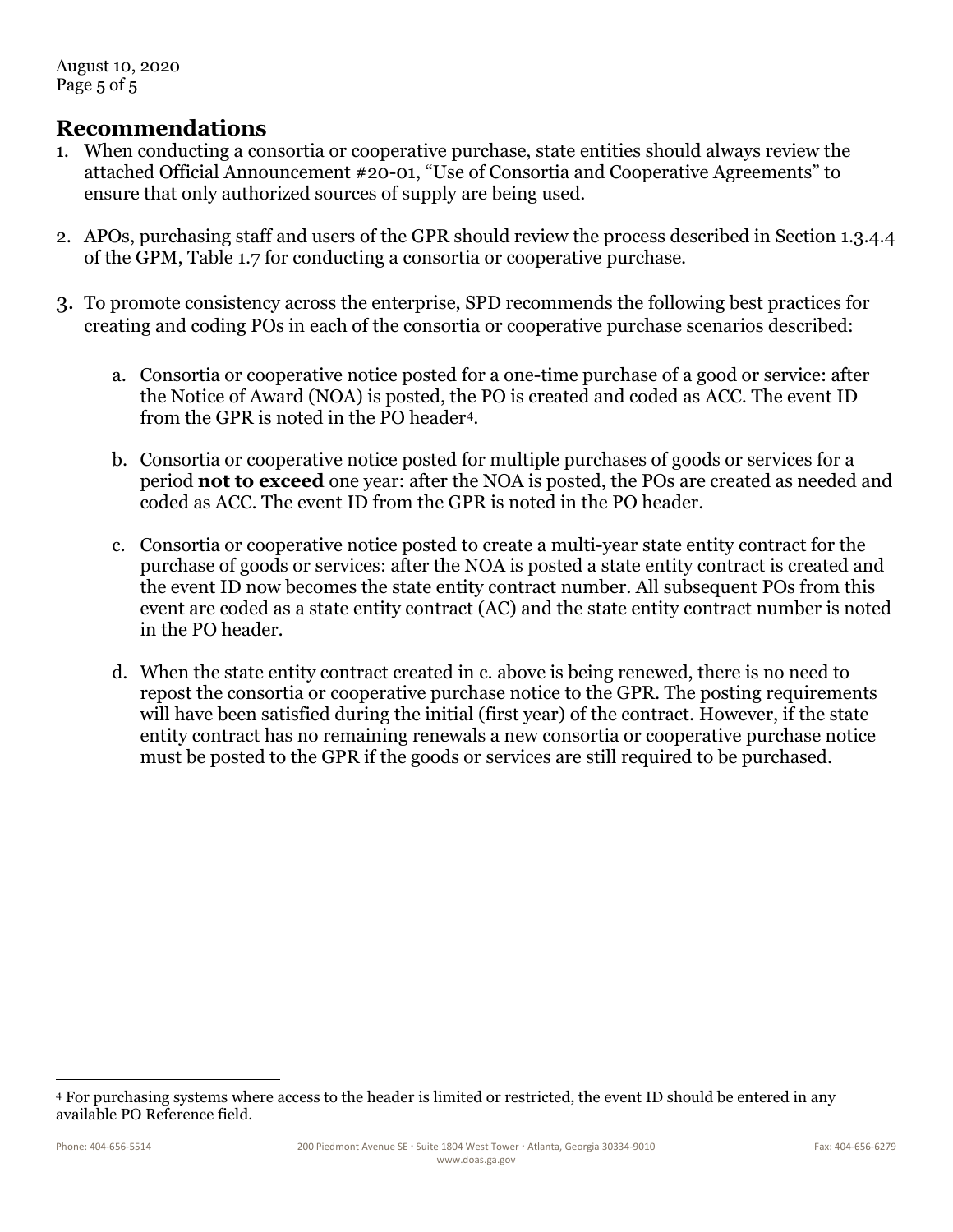## Recommendations

1. When conducting a consortia or cooperative purchase, state entities should always review the attached Official Announcement #20-01, "Use of Consortia and Cooperative Agreements" to ensure that only authorized sources of supply are being used.

2. APOs, purchasing staff and users of the GPR should review the process described in Section 1.3.4.4 of the GPM, Table 1.7 for conducting a consortia or cooperative purchase.

3. To promote consistency across the enterprise, SPD recommends the following best practices for creating and coding POs in each of the consortia or cooperative purchase scenarios described:

    a. Consortia or cooperative notice posted for a one-time purchase of a good or service: after the Notice of Award (NOA) is posted, the PO is created and coded as ACC. The event ID from the GPR is noted in the PO header[4].

    b. Consortia or cooperative notice posted for multiple purchases of goods or services for a period **not to exceed** one year: after the NOA is posted, the POs are created as needed and coded as ACC. The event ID from the GPR is noted in the PO header.

    c. Consortia or cooperative notice posted to create a multi-year state entity contract for the purchase of goods or services: after the NOA is posted a state entity contract is created and the event ID now becomes the state entity contract number. All subsequent POs from this event are coded as a state entity contract (AC) and the state entity contract number is noted in the PO header.

    d. When the state entity contract created in c. above is being renewed, there is no need to repost the consortia or cooperative purchase notice to the GPR. The posting requirements will have been satisfied during the initial (first year) of the contract. However, if the state entity contract has no remaining renewals a new consortia or cooperative purchase notice must be posted to the GPR if the goods or services are still required to be purchased.

---

[4] For purchasing systems where access to the header is limited or restricted, the event ID should be entered in any available PO Reference field.